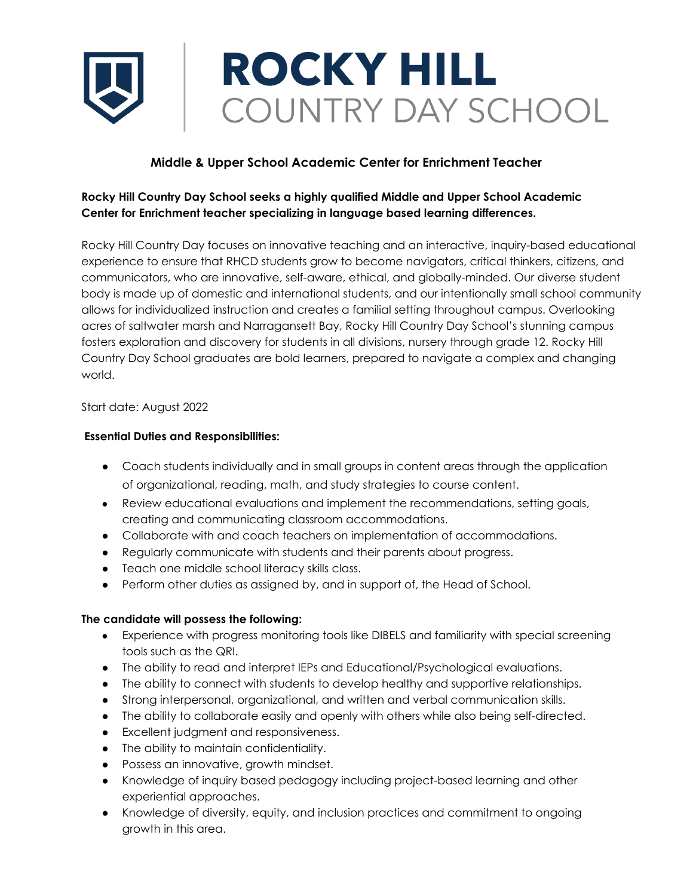# ROCKY HILL COUNTRY DAY SCHOOL

## Middle & Upper School Academic Center for Enrichment Teacher

**Rocky Hill Country Day School seeks a highly qualified Middle and Upper School Academic Center for Enrichment teacher specializing in language based learning differences.**

Rocky Hill Country Day focuses on innovative teaching and an interactive, inquiry-based educational experience to ensure that RHCD students grow to become navigators, critical thinkers, citizens, and communicators, who are innovative, self-aware, ethical, and globally-minded. Our diverse student body is made up of domestic and international students, and our intentionally small school community allows for individualized instruction and creates a familial setting throughout campus. Overlooking acres of saltwater marsh and Narragansett Bay, Rocky Hill Country Day School's stunning campus fosters exploration and discovery for students in all divisions, nursery through grade 12. Rocky Hill Country Day School graduates are bold learners, prepared to navigate a complex and changing world.

Start date: August 2022

**Essential Duties and Responsibilities:**

- Coach students individually and in small groups in content areas through the application of organizational, reading, math, and study strategies to course content.
- Review educational evaluations and implement the recommendations, setting goals, creating and communicating classroom accommodations.
- Collaborate with and coach teachers on implementation of accommodations.
- Regularly communicate with students and their parents about progress.
- Teach one middle school literacy skills class.
- Perform other duties as assigned by, and in support of, the Head of School.

**The candidate will possess the following:**

- Experience with progress monitoring tools like DIBELS and familiarity with special screening tools such as the QRI.
- The ability to read and interpret IEPs and Educational/Psychological evaluations.
- The ability to connect with students to develop healthy and supportive relationships.
- Strong interpersonal, organizational, and written and verbal communication skills.
- The ability to collaborate easily and openly with others while also being self-directed.
- Excellent judgment and responsiveness.
- The ability to maintain confidentiality.
- Possess an innovative, growth mindset.
- Knowledge of inquiry based pedagogy including project-based learning and other experiential approaches.
- Knowledge of diversity, equity, and inclusion practices and commitment to ongoing growth in this area.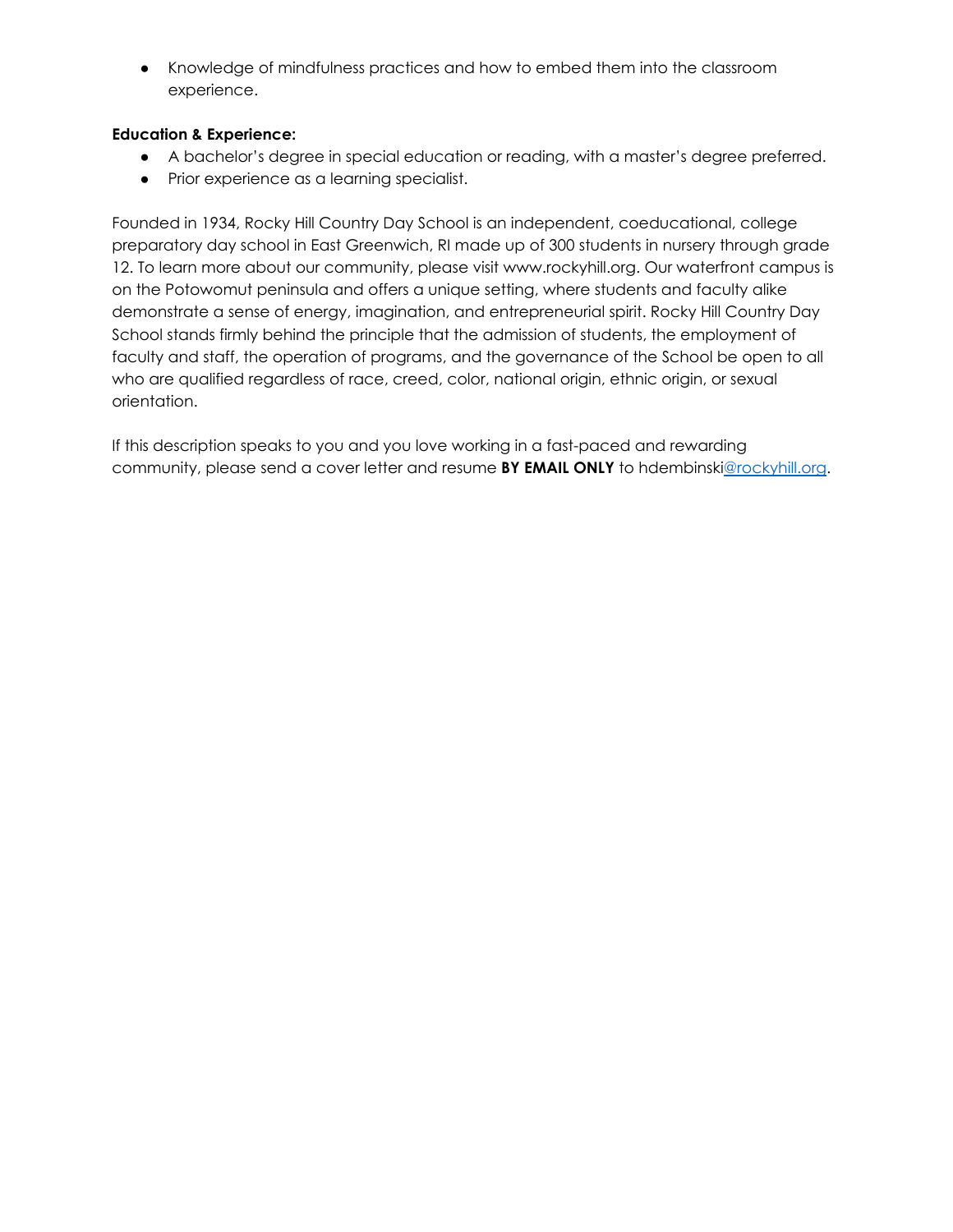- Knowledge of mindfulness practices and how to embed them into the classroom experience.

**Education & Experience:**

- A bachelor's degree in special education or reading, with a master's degree preferred.
- Prior experience as a learning specialist.

Founded in 1934, Rocky Hill Country Day School is an independent, coeducational, college preparatory day school in East Greenwich, RI made up of 300 students in nursery through grade 12. To learn more about our community, please visit www.rockyhill.org. Our waterfront campus is on the Potowomut peninsula and offers a unique setting, where students and faculty alike demonstrate a sense of energy, imagination, and entrepreneurial spirit. Rocky Hill Country Day School stands firmly behind the principle that the admission of students, the employment of faculty and staff, the operation of programs, and the governance of the School be open to all who are qualified regardless of race, creed, color, national origin, ethnic origin, or sexual orientation.

If this description speaks to you and you love working in a fast-paced and rewarding community, please send a cover letter and resume **BY EMAIL ONLY** to hdembinski@rockyhill.org.